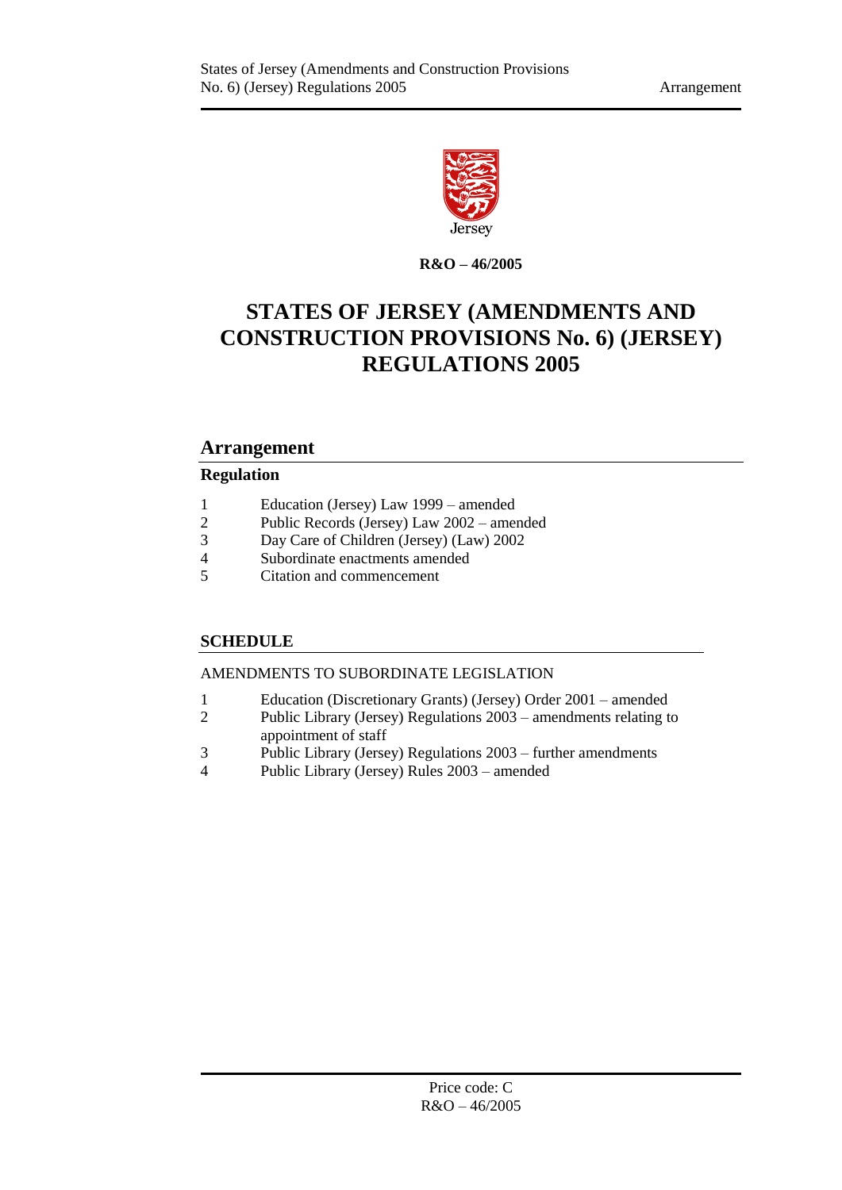Jersey

**R&O – 46/2005**

# STATES OF JERSEY (AMENDMENTS AND CONSTRUCTION PROVISIONS No. 6) (JERSEY) REGULATIONS 2005

## Arrangement

### Regulation

1 Education (Jersey) Law 1999 – amended
2 Public Records (Jersey) Law 2002 – amended
3 Day Care of Children (Jersey) (Law) 2002
4 Subordinate enactments amended
5 Citation and commencement

### SCHEDULE

AMENDMENTS TO SUBORDINATE LEGISLATION

1 Education (Discretionary Grants) (Jersey) Order 2001 – amended
2 Public Library (Jersey) Regulations 2003 – amendments relating to appointment of staff
3 Public Library (Jersey) Regulations 2003 – further amendments
4 Public Library (Jersey) Rules 2003 – amended

Price code: C
R&O – 46/2005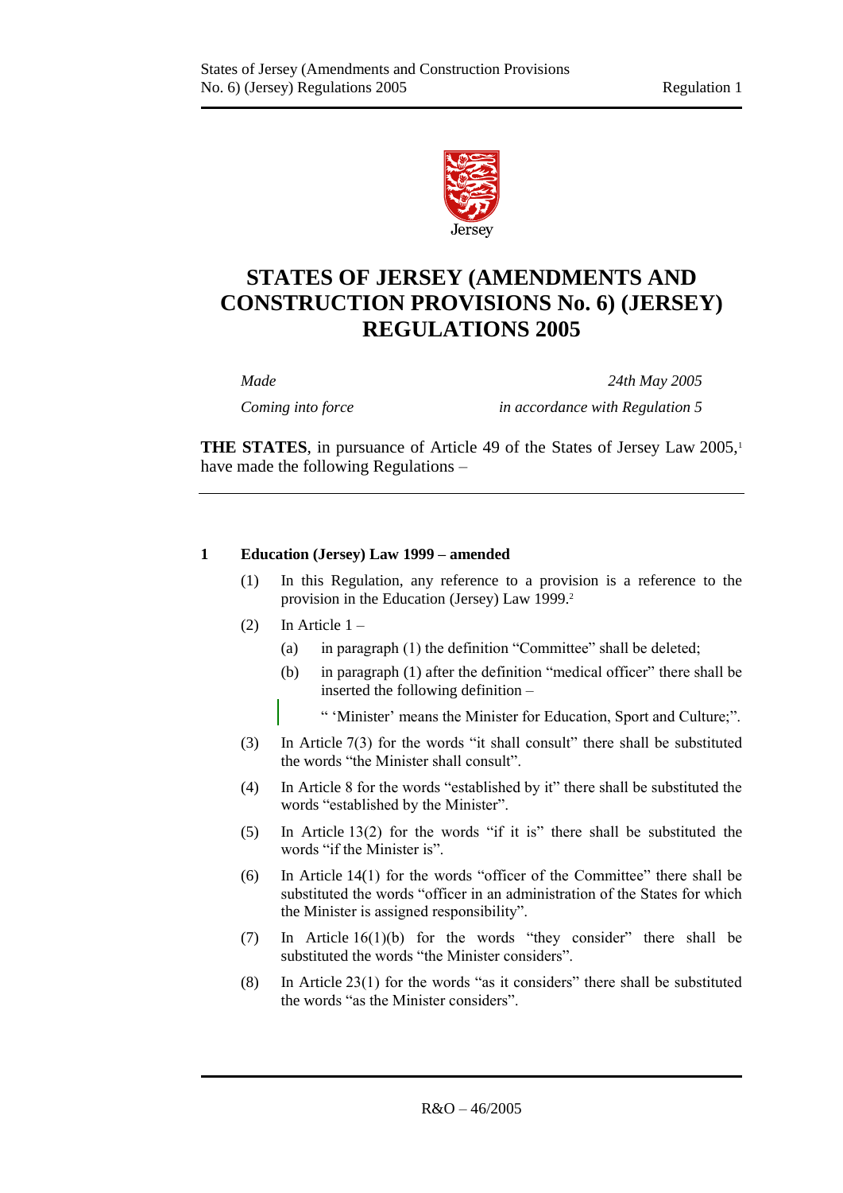# STATES OF JERSEY (AMENDMENTS AND CONSTRUCTION PROVISIONS No. 6) (JERSEY) REGULATIONS 2005

| | |
|---|---|
| *Made* | *24th May 2005* |
| *Coming into force* | *in accordance with Regulation 5* |

**THE STATES**, in pursuance of Article 49 of the States of Jersey Law 2005,[1] have made the following Regulations –

---

**1 Education (Jersey) Law 1999 – amended**

(1) In this Regulation, any reference to a provision is a reference to the provision in the Education (Jersey) Law 1999.[2]

(2) In Article 1 –

(a) in paragraph (1) the definition "Committee" shall be deleted;

(b) in paragraph (1) after the definition "medical officer" there shall be inserted the following definition –

" 'Minister' means the Minister for Education, Sport and Culture;".

(3) In Article 7(3) for the words "it shall consult" there shall be substituted the words "the Minister shall consult".

(4) In Article 8 for the words "established by it" there shall be substituted the words "established by the Minister".

(5) In Article 13(2) for the words "if it is" there shall be substituted the words "if the Minister is".

(6) In Article 14(1) for the words "officer of the Committee" there shall be substituted the words "officer in an administration of the States for which the Minister is assigned responsibility".

(7) In Article 16(1)(b) for the words "they consider" there shall be substituted the words "the Minister considers".

(8) In Article 23(1) for the words "as it considers" there shall be substituted the words "as the Minister considers".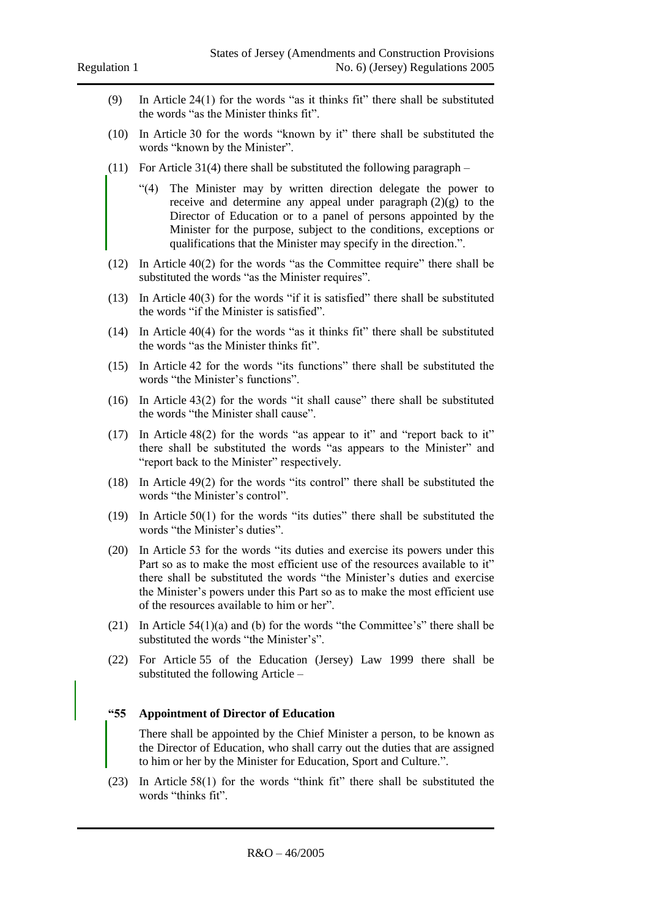(9) In Article 24(1) for the words "as it thinks fit" there shall be substituted the words "as the Minister thinks fit".

(10) In Article 30 for the words "known by it" there shall be substituted the words "known by the Minister".

(11) For Article 31(4) there shall be substituted the following paragraph –

> "(4) The Minister may by written direction delegate the power to receive and determine any appeal under paragraph (2)(g) to the Director of Education or to a panel of persons appointed by the Minister for the purpose, subject to the conditions, exceptions or qualifications that the Minister may specify in the direction.".

(12) In Article 40(2) for the words "as the Committee require" there shall be substituted the words "as the Minister requires".

(13) In Article 40(3) for the words "if it is satisfied" there shall be substituted the words "if the Minister is satisfied".

(14) In Article 40(4) for the words "as it thinks fit" there shall be substituted the words "as the Minister thinks fit".

(15) In Article 42 for the words "its functions" there shall be substituted the words "the Minister's functions".

(16) In Article 43(2) for the words "it shall cause" there shall be substituted the words "the Minister shall cause".

(17) In Article 48(2) for the words "as appear to it" and "report back to it" there shall be substituted the words "as appears to the Minister" and "report back to the Minister" respectively.

(18) In Article 49(2) for the words "its control" there shall be substituted the words "the Minister's control".

(19) In Article 50(1) for the words "its duties" there shall be substituted the words "the Minister's duties".

(20) In Article 53 for the words "its duties and exercise its powers under this Part so as to make the most efficient use of the resources available to it" there shall be substituted the words "the Minister's duties and exercise the Minister's powers under this Part so as to make the most efficient use of the resources available to him or her".

(21) In Article 54(1)(a) and (b) for the words "the Committee's" there shall be substituted the words "the Minister's".

(22) For Article 55 of the Education (Jersey) Law 1999 there shall be substituted the following Article –

> **"55 Appointment of Director of Education**
>
> There shall be appointed by the Chief Minister a person, to be known as the Director of Education, who shall carry out the duties that are assigned to him or her by the Minister for Education, Sport and Culture.".

(23) In Article 58(1) for the words "think fit" there shall be substituted the words "thinks fit".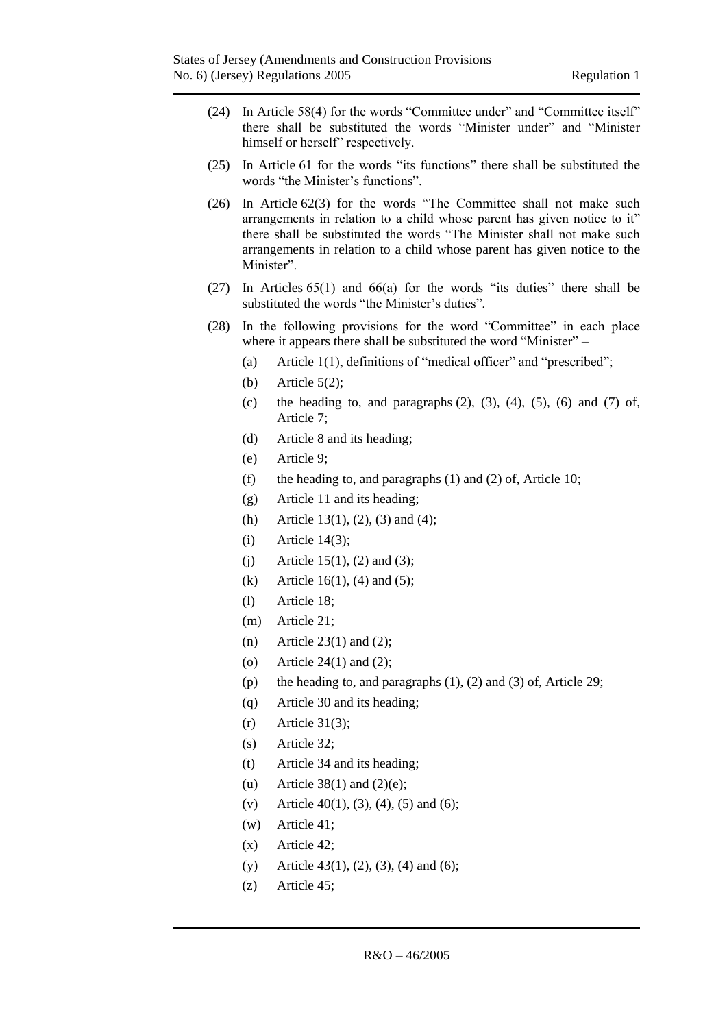(24) In Article 58(4) for the words “Committee under” and “Committee itself” there shall be substituted the words “Minister under” and “Minister himself or herself” respectively.

(25) In Article 61 for the words “its functions” there shall be substituted the words “the Minister’s functions”.

(26) In Article 62(3) for the words “The Committee shall not make such arrangements in relation to a child whose parent has given notice to it” there shall be substituted the words “The Minister shall not make such arrangements in relation to a child whose parent has given notice to the Minister”.

(27) In Articles 65(1) and 66(a) for the words “its duties” there shall be substituted the words “the Minister’s duties”.

(28) In the following provisions for the word “Committee” in each place where it appears there shall be substituted the word “Minister” –

- (a) Article 1(1), definitions of “medical officer” and “prescribed”;
- (b) Article 5(2);
- (c) the heading to, and paragraphs (2), (3), (4), (5), (6) and (7) of, Article 7;
- (d) Article 8 and its heading;
- (e) Article 9;
- (f) the heading to, and paragraphs (1) and (2) of, Article 10;
- (g) Article 11 and its heading;
- (h) Article 13(1), (2), (3) and (4);
- (i) Article 14(3);
- (j) Article 15(1), (2) and (3);
- (k) Article 16(1), (4) and (5);
- (l) Article 18;
- (m) Article 21;
- (n) Article 23(1) and (2);
- (o) Article 24(1) and (2);
- (p) the heading to, and paragraphs (1), (2) and (3) of, Article 29;
- (q) Article 30 and its heading;
- (r) Article 31(3);
- (s) Article 32;
- (t) Article 34 and its heading;
- (u) Article 38(1) and (2)(e);
- (v) Article 40(1), (3), (4), (5) and (6);
- (w) Article 41;
- (x) Article 42;
- (y) Article 43(1), (2), (3), (4) and (6);
- (z) Article 45;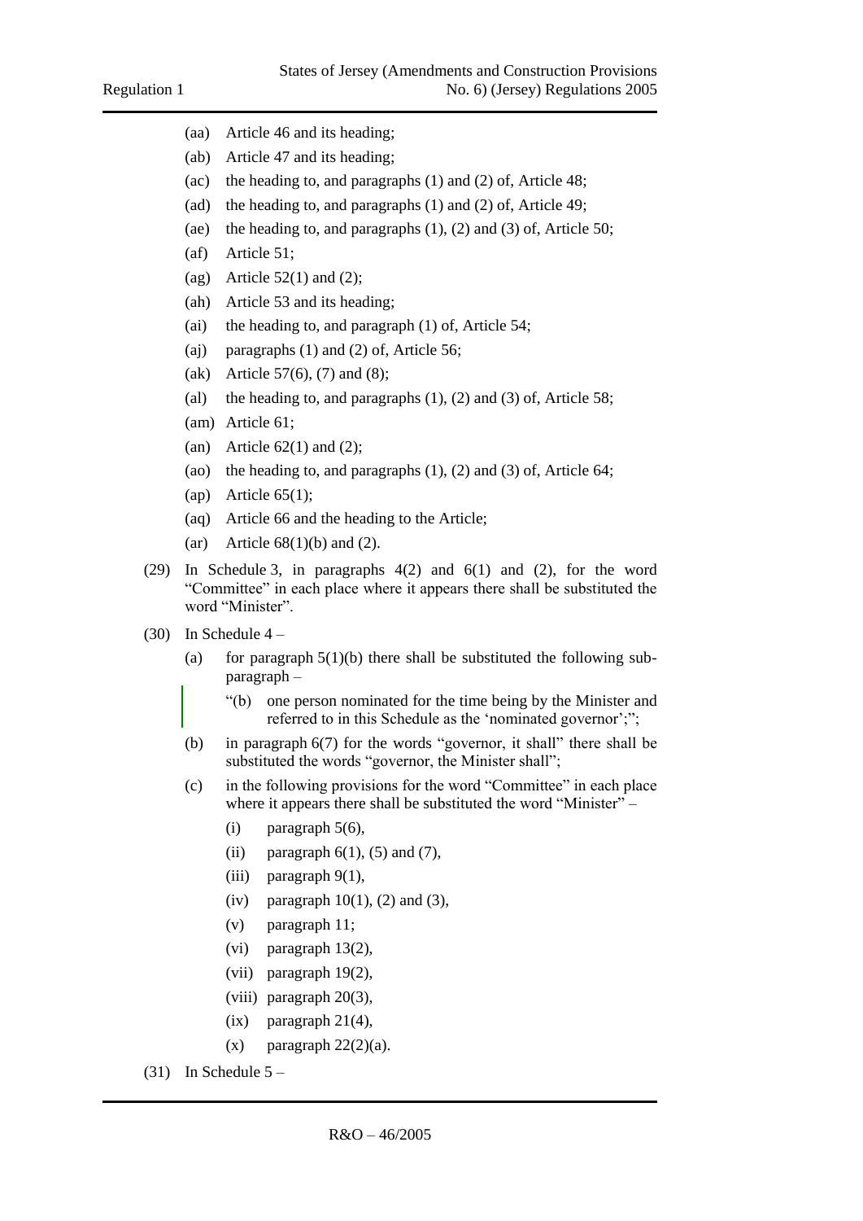(aa) Article 46 and its heading;

(ab) Article 47 and its heading;

(ac) the heading to, and paragraphs (1) and (2) of, Article 48;

(ad) the heading to, and paragraphs (1) and (2) of, Article 49;

(ae) the heading to, and paragraphs (1), (2) and (3) of, Article 50;

(af) Article 51;

(ag) Article 52(1) and (2);

(ah) Article 53 and its heading;

(ai) the heading to, and paragraph (1) of, Article 54;

(aj) paragraphs (1) and (2) of, Article 56;

(ak) Article 57(6), (7) and (8);

(al) the heading to, and paragraphs (1), (2) and (3) of, Article 58;

(am) Article 61;

(an) Article 62(1) and (2);

(ao) the heading to, and paragraphs (1), (2) and (3) of, Article 64;

(ap) Article 65(1);

(aq) Article 66 and the heading to the Article;

(ar) Article 68(1)(b) and (2).

(29) In Schedule 3, in paragraphs 4(2) and 6(1) and (2), for the word "Committee" in each place where it appears there shall be substituted the word "Minister".

(30) In Schedule 4 –

(a) for paragraph 5(1)(b) there shall be substituted the following sub-paragraph –

"(b) one person nominated for the time being by the Minister and referred to in this Schedule as the 'nominated governor';";

(b) in paragraph 6(7) for the words "governor, it shall" there shall be substituted the words "governor, the Minister shall";

(c) in the following provisions for the word "Committee" in each place where it appears there shall be substituted the word "Minister" –

(i) paragraph 5(6),

(ii) paragraph 6(1), (5) and (7),

(iii) paragraph 9(1),

(iv) paragraph 10(1), (2) and (3),

(v) paragraph 11;

(vi) paragraph 13(2),

(vii) paragraph 19(2),

(viii) paragraph 20(3),

(ix) paragraph 21(4),

(x) paragraph 22(2)(a).

(31) In Schedule 5 –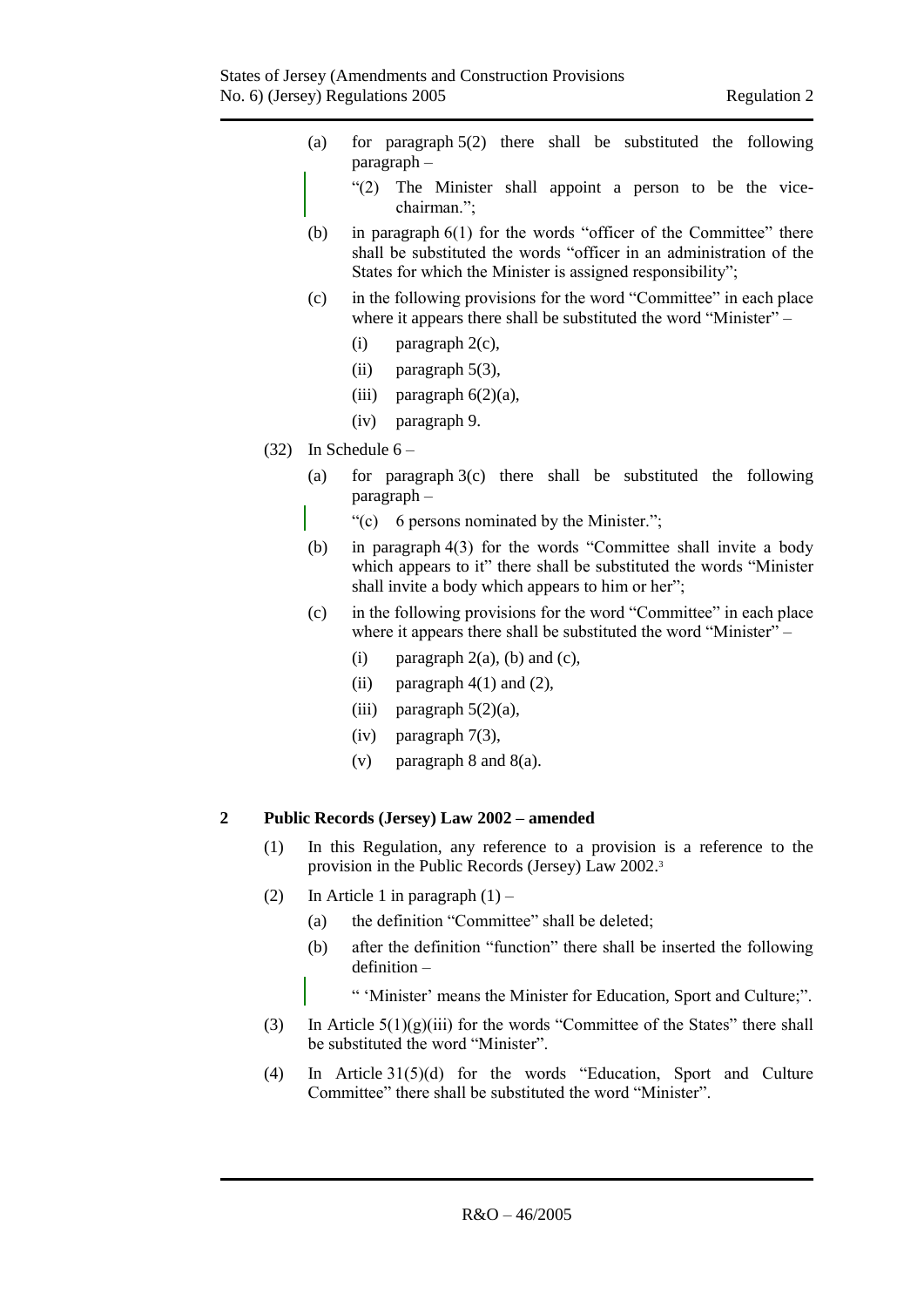(a) for paragraph 5(2) there shall be substituted the following paragraph –

> "(2) The Minister shall appoint a person to be the vice-chairman.";

(b) in paragraph 6(1) for the words "officer of the Committee" there shall be substituted the words "officer in an administration of the States for which the Minister is assigned responsibility";

(c) in the following provisions for the word "Committee" in each place where it appears there shall be substituted the word "Minister" –

(i) paragraph 2(c),

(ii) paragraph 5(3),

(iii) paragraph 6(2)(a),

(iv) paragraph 9.

(32) In Schedule 6 –

(a) for paragraph 3(c) there shall be substituted the following paragraph –

> "(c) 6 persons nominated by the Minister.";

(b) in paragraph 4(3) for the words "Committee shall invite a body which appears to it" there shall be substituted the words "Minister shall invite a body which appears to him or her";

(c) in the following provisions for the word "Committee" in each place where it appears there shall be substituted the word "Minister" –

(i) paragraph 2(a), (b) and (c),

(ii) paragraph 4(1) and (2),

(iii) paragraph 5(2)(a),

(iv) paragraph 7(3),

(v) paragraph 8 and 8(a).

## 2 Public Records (Jersey) Law 2002 – amended

(1) In this Regulation, any reference to a provision is a reference to the provision in the Public Records (Jersey) Law 2002.[3]

(2) In Article 1 in paragraph (1) –

(a) the definition "Committee" shall be deleted;

(b) after the definition "function" there shall be inserted the following definition –

> " 'Minister' means the Minister for Education, Sport and Culture;".

(3) In Article 5(1)(g)(iii) for the words "Committee of the States" there shall be substituted the word "Minister".

(4) In Article 31(5)(d) for the words "Education, Sport and Culture Committee" there shall be substituted the word "Minister".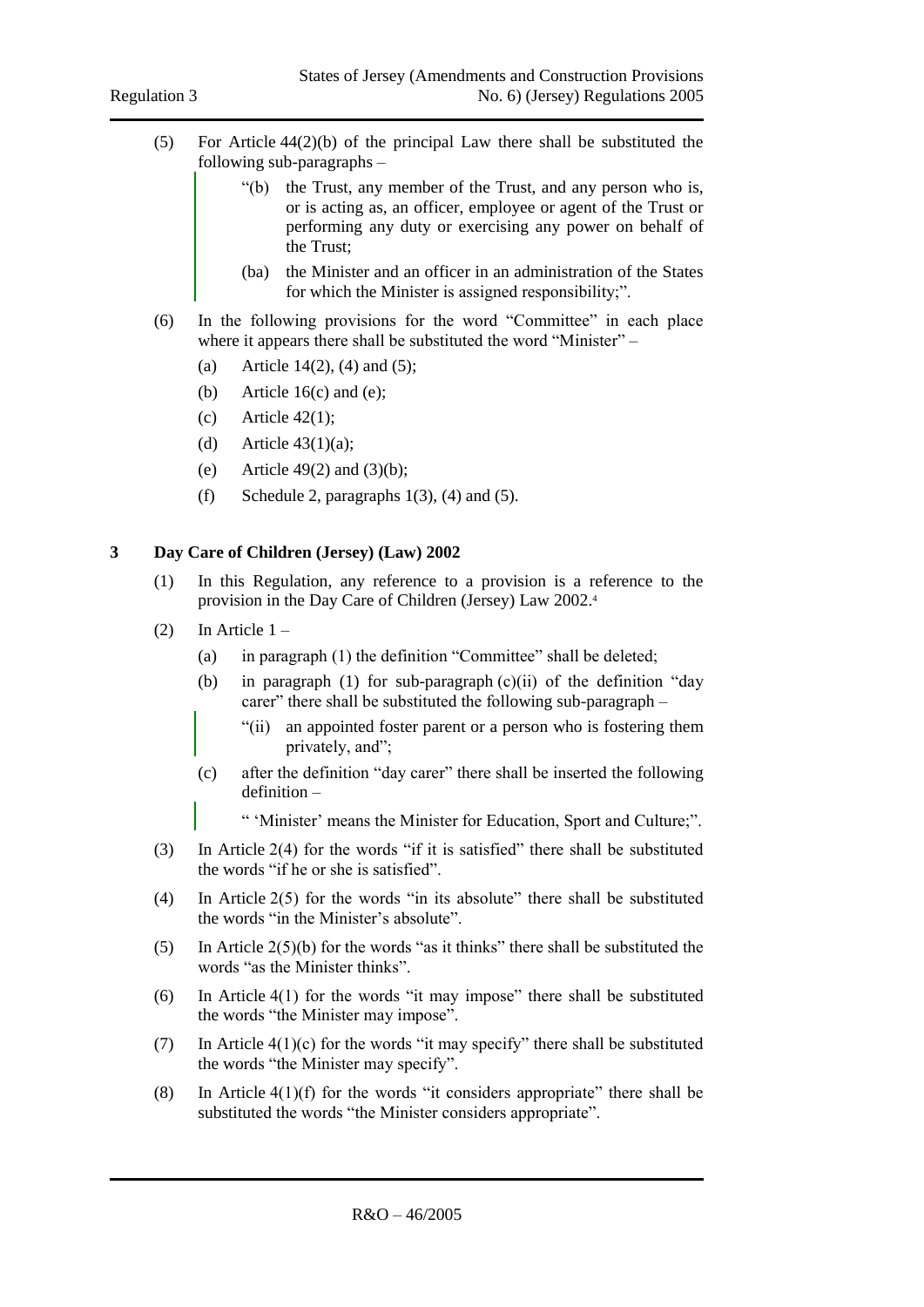(5) For Article 44(2)(b) of the principal Law there shall be substituted the following sub-paragraphs –

> "(b) the Trust, any member of the Trust, and any person who is, or is acting as, an officer, employee or agent of the Trust or performing any duty or exercising any power on behalf of the Trust;
>
> (ba) the Minister and an officer in an administration of the States for which the Minister is assigned responsibility;".

(6) In the following provisions for the word "Committee" in each place where it appears there shall be substituted the word "Minister" –

- (a) Article 14(2), (4) and (5);
- (b) Article 16(c) and (e);
- (c) Article 42(1);
- (d) Article 43(1)(a);
- (e) Article 49(2) and (3)(b);
- (f) Schedule 2, paragraphs 1(3), (4) and (5).

## 3 Day Care of Children (Jersey) (Law) 2002

(1) In this Regulation, any reference to a provision is a reference to the provision in the Day Care of Children (Jersey) Law 2002.[4]

(2) In Article 1 –

- (a) in paragraph (1) the definition "Committee" shall be deleted;
- (b) in paragraph (1) for sub-paragraph (c)(ii) of the definition "day carer" there shall be substituted the following sub-paragraph –

> "(ii) an appointed foster parent or a person who is fostering them privately, and";

- (c) after the definition "day carer" there shall be inserted the following definition –

> " 'Minister' means the Minister for Education, Sport and Culture;".

(3) In Article 2(4) for the words "if it is satisfied" there shall be substituted the words "if he or she is satisfied".

(4) In Article 2(5) for the words "in its absolute" there shall be substituted the words "in the Minister's absolute".

(5) In Article 2(5)(b) for the words "as it thinks" there shall be substituted the words "as the Minister thinks".

(6) In Article 4(1) for the words "it may impose" there shall be substituted the words "the Minister may impose".

(7) In Article 4(1)(c) for the words "it may specify" there shall be substituted the words "the Minister may specify".

(8) In Article 4(1)(f) for the words "it considers appropriate" there shall be substituted the words "the Minister considers appropriate".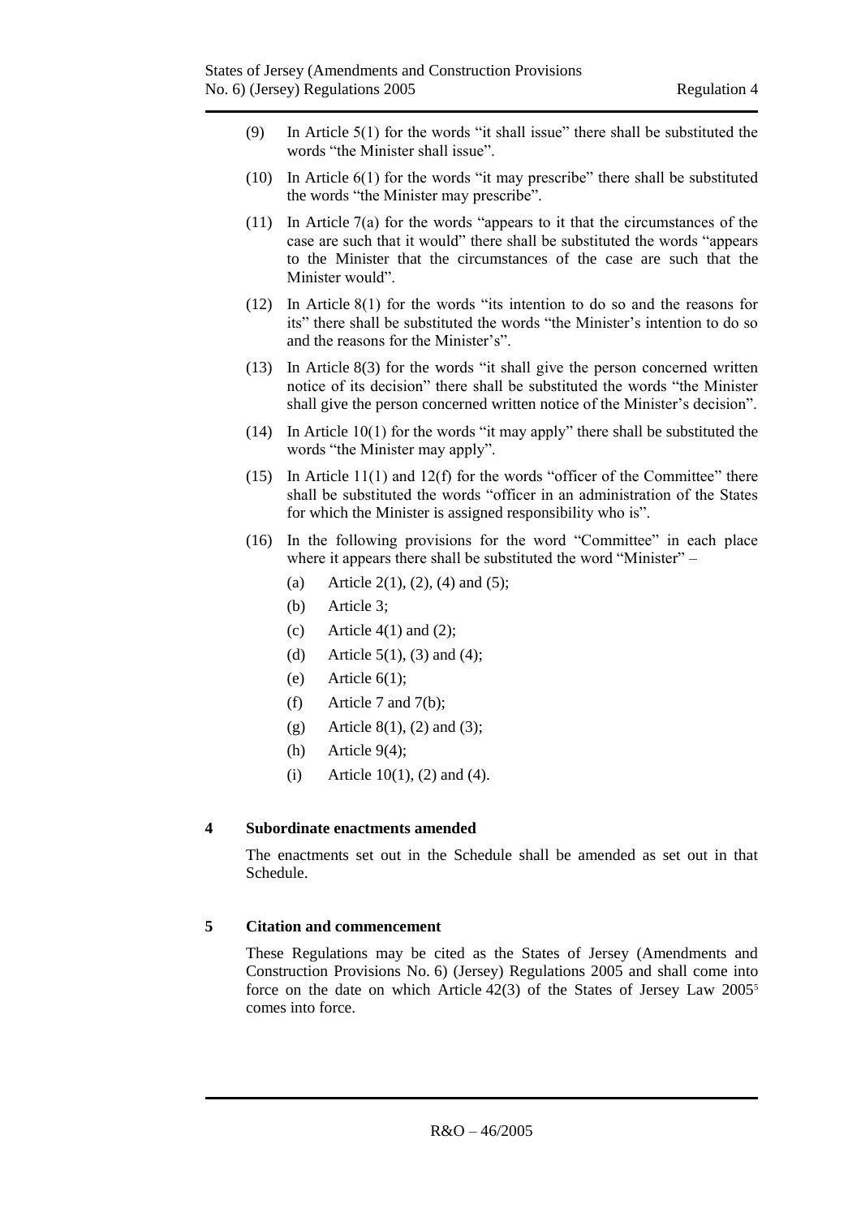(9) In Article 5(1) for the words "it shall issue" there shall be substituted the words "the Minister shall issue".

(10) In Article 6(1) for the words "it may prescribe" there shall be substituted the words "the Minister may prescribe".

(11) In Article 7(a) for the words "appears to it that the circumstances of the case are such that it would" there shall be substituted the words "appears to the Minister that the circumstances of the case are such that the Minister would".

(12) In Article 8(1) for the words "its intention to do so and the reasons for its" there shall be substituted the words "the Minister's intention to do so and the reasons for the Minister's".

(13) In Article 8(3) for the words "it shall give the person concerned written notice of its decision" there shall be substituted the words "the Minister shall give the person concerned written notice of the Minister's decision".

(14) In Article 10(1) for the words "it may apply" there shall be substituted the words "the Minister may apply".

(15) In Article 11(1) and 12(f) for the words "officer of the Committee" there shall be substituted the words "officer in an administration of the States for which the Minister is assigned responsibility who is".

(16) In the following provisions for the word "Committee" in each place where it appears there shall be substituted the word "Minister" –

(a) Article 2(1), (2), (4) and (5);

(b) Article 3;

(c) Article 4(1) and (2);

(d) Article 5(1), (3) and (4);

(e) Article 6(1);

(f) Article 7 and 7(b);

(g) Article 8(1), (2) and (3);

(h) Article 9(4);

(i) Article 10(1), (2) and (4).

## 4 Subordinate enactments amended

The enactments set out in the Schedule shall be amended as set out in that Schedule.

## 5 Citation and commencement

These Regulations may be cited as the States of Jersey (Amendments and Construction Provisions No. 6) (Jersey) Regulations 2005 and shall come into force on the date on which Article 42(3) of the States of Jersey Law 2005[5] comes into force.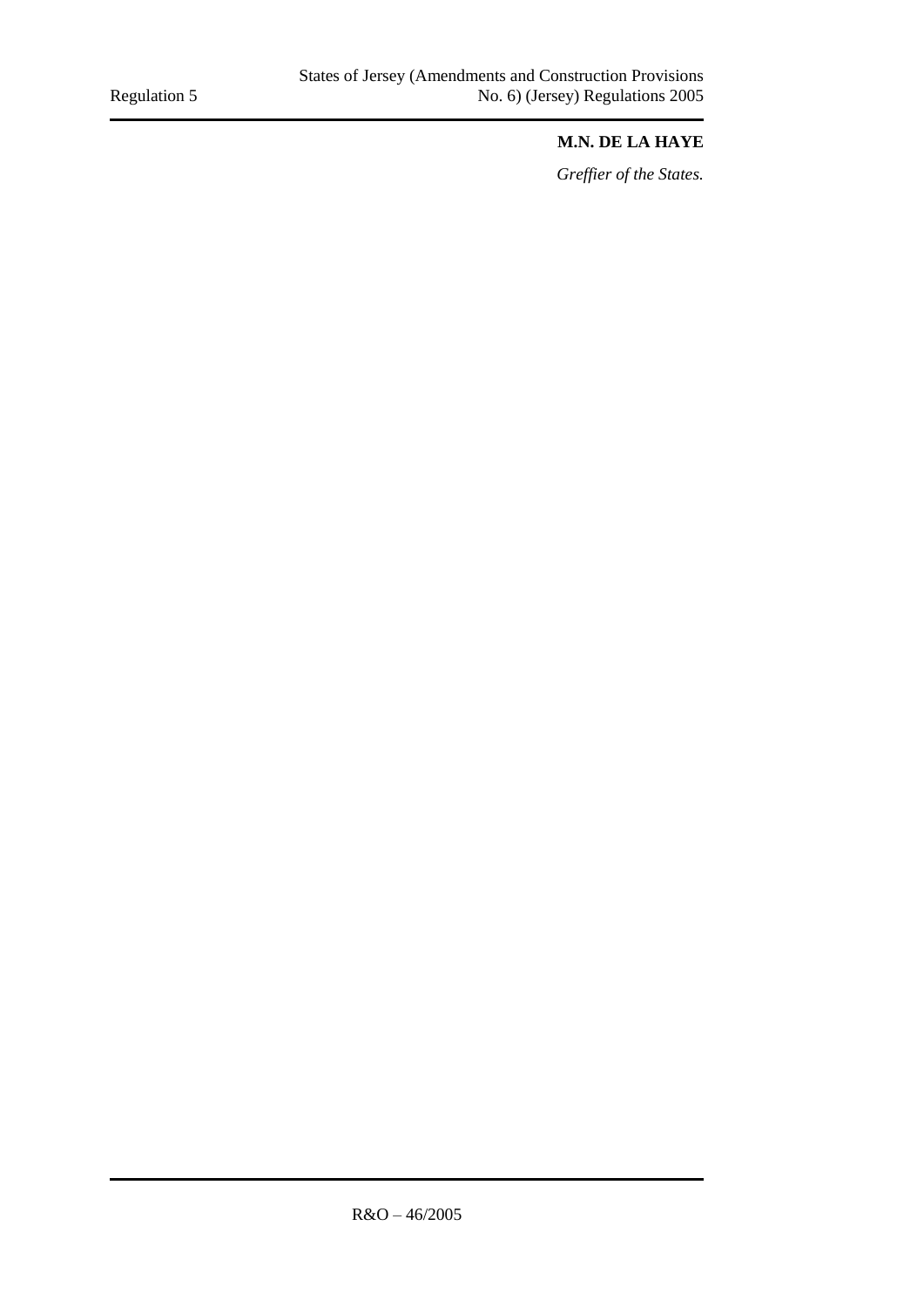**M.N. DE LA HAYE**

*Greffier of the States.*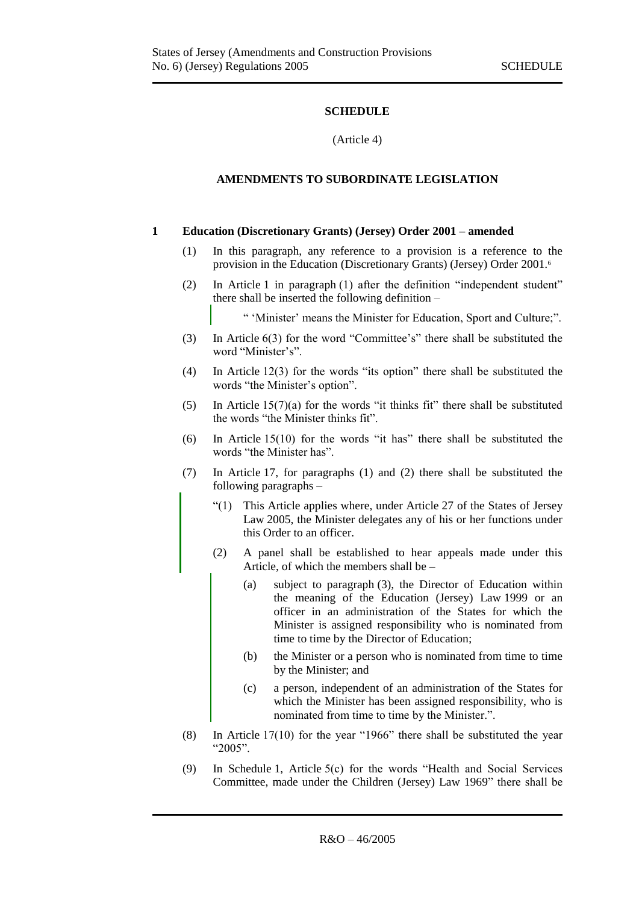## SCHEDULE

(Article 4)

### AMENDMENTS TO SUBORDINATE LEGISLATION

**1 Education (Discretionary Grants) (Jersey) Order 2001 – amended**

(1) In this paragraph, any reference to a provision is a reference to the provision in the Education (Discretionary Grants) (Jersey) Order 2001.[6]

(2) In Article 1 in paragraph (1) after the definition "independent student" there shall be inserted the following definition –

> " 'Minister' means the Minister for Education, Sport and Culture;".

(3) In Article 6(3) for the word "Committee's" there shall be substituted the word "Minister's".

(4) In Article 12(3) for the words "its option" there shall be substituted the words "the Minister's option".

(5) In Article 15(7)(a) for the words "it thinks fit" there shall be substituted the words "the Minister thinks fit".

(6) In Article 15(10) for the words "it has" there shall be substituted the words "the Minister has".

(7) In Article 17, for paragraphs (1) and (2) there shall be substituted the following paragraphs –

> "(1) This Article applies where, under Article 27 of the States of Jersey Law 2005, the Minister delegates any of his or her functions under this Order to an officer.
>
> (2) A panel shall be established to hear appeals made under this Article, of which the members shall be –
>
> > (a) subject to paragraph (3), the Director of Education within the meaning of the Education (Jersey) Law 1999 or an officer in an administration of the States for which the Minister is assigned responsibility who is nominated from time to time by the Director of Education;
> >
> > (b) the Minister or a person who is nominated from time to time by the Minister; and
> >
> > (c) a person, independent of an administration of the States for which the Minister has been assigned responsibility, who is nominated from time to time by the Minister.".

(8) In Article 17(10) for the year "1966" there shall be substituted the year "2005".

(9) In Schedule 1, Article 5(c) for the words "Health and Social Services Committee, made under the Children (Jersey) Law 1969" there shall be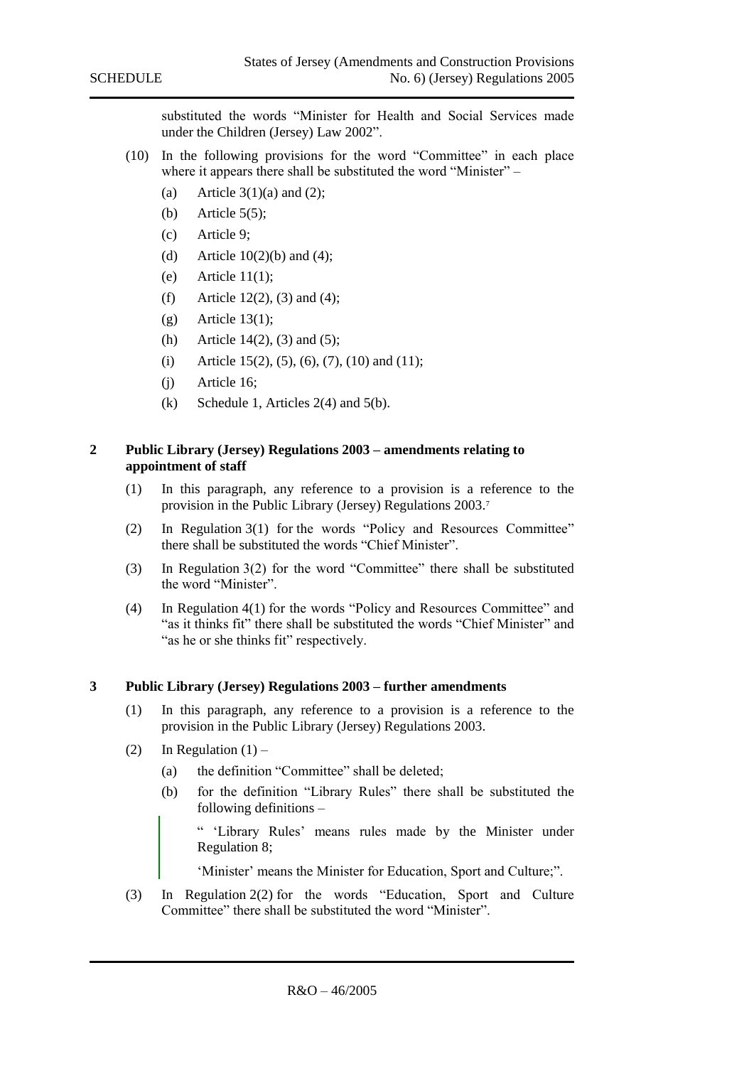substituted the words "Minister for Health and Social Services made under the Children (Jersey) Law 2002".

(10) In the following provisions for the word "Committee" in each place where it appears there shall be substituted the word "Minister" –

(a) Article 3(1)(a) and (2);

(b) Article 5(5);

(c) Article 9;

(d) Article 10(2)(b) and (4);

(e) Article 11(1);

(f) Article 12(2), (3) and (4);

(g) Article 13(1);

(h) Article 14(2), (3) and (5);

(i) Article 15(2), (5), (6), (7), (10) and (11);

(j) Article 16;

(k) Schedule 1, Articles 2(4) and 5(b).

## 2 Public Library (Jersey) Regulations 2003 – amendments relating to appointment of staff

(1) In this paragraph, any reference to a provision is a reference to the provision in the Public Library (Jersey) Regulations 2003.[7]

(2) In Regulation 3(1) for the words "Policy and Resources Committee" there shall be substituted the words "Chief Minister".

(3) In Regulation 3(2) for the word "Committee" there shall be substituted the word "Minister".

(4) In Regulation 4(1) for the words "Policy and Resources Committee" and "as it thinks fit" there shall be substituted the words "Chief Minister" and "as he or she thinks fit" respectively.

## 3 Public Library (Jersey) Regulations 2003 – further amendments

(1) In this paragraph, any reference to a provision is a reference to the provision in the Public Library (Jersey) Regulations 2003.

(2) In Regulation (1) –

(a) the definition "Committee" shall be deleted;

(b) for the definition "Library Rules" there shall be substituted the following definitions –

> " 'Library Rules' means rules made by the Minister under Regulation 8;
>
> 'Minister' means the Minister for Education, Sport and Culture;".

(3) In Regulation 2(2) for the words "Education, Sport and Culture Committee" there shall be substituted the word "Minister".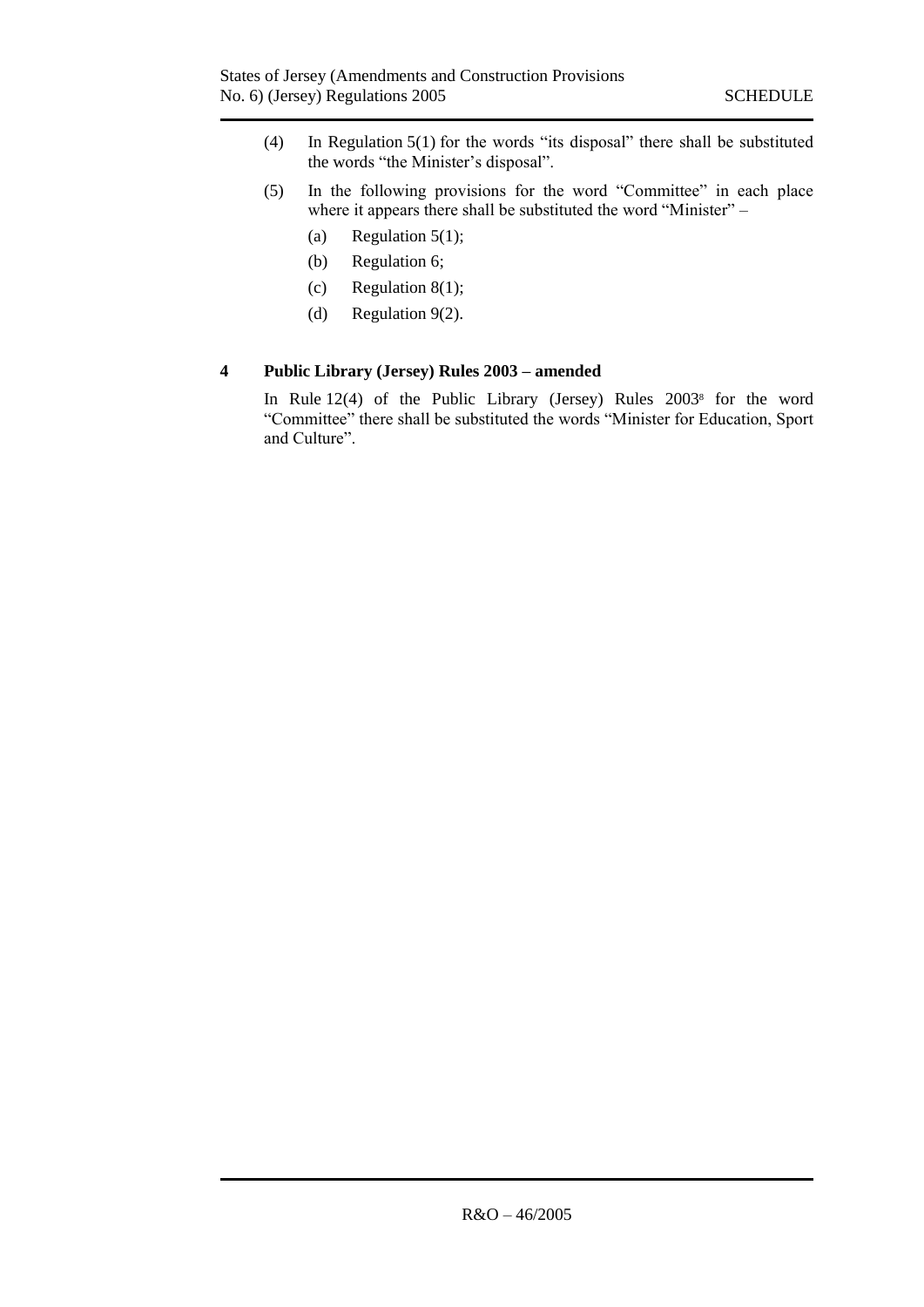(4) In Regulation 5(1) for the words "its disposal" there shall be substituted the words "the Minister's disposal".

(5) In the following provisions for the word "Committee" in each place where it appears there shall be substituted the word "Minister" –

(a) Regulation 5(1);

(b) Regulation 6;

(c) Regulation 8(1);

(d) Regulation 9(2).

## 4 Public Library (Jersey) Rules 2003 – amended

In Rule 12(4) of the Public Library (Jersey) Rules 2003[8] for the word "Committee" there shall be substituted the words "Minister for Education, Sport and Culture".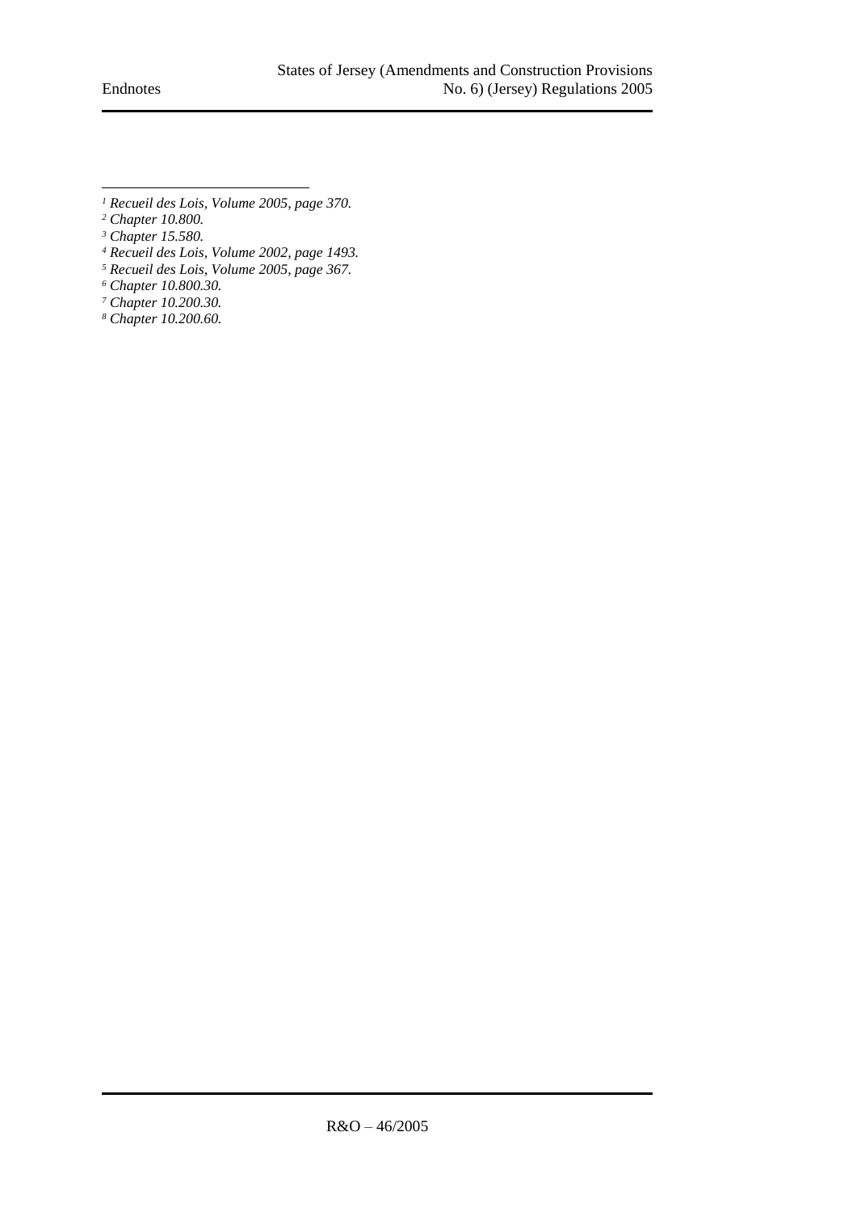[1] *Recueil des Lois, Volume 2005, page 370.*

[2] *Chapter 10.800.*

[3] *Chapter 15.580.*

[4] *Recueil des Lois, Volume 2002, page 1493.*

[5] *Recueil des Lois, Volume 2005, page 367.*

[6] *Chapter 10.800.30.*

[7] *Chapter 10.200.30.*

[8] *Chapter 10.200.60.*